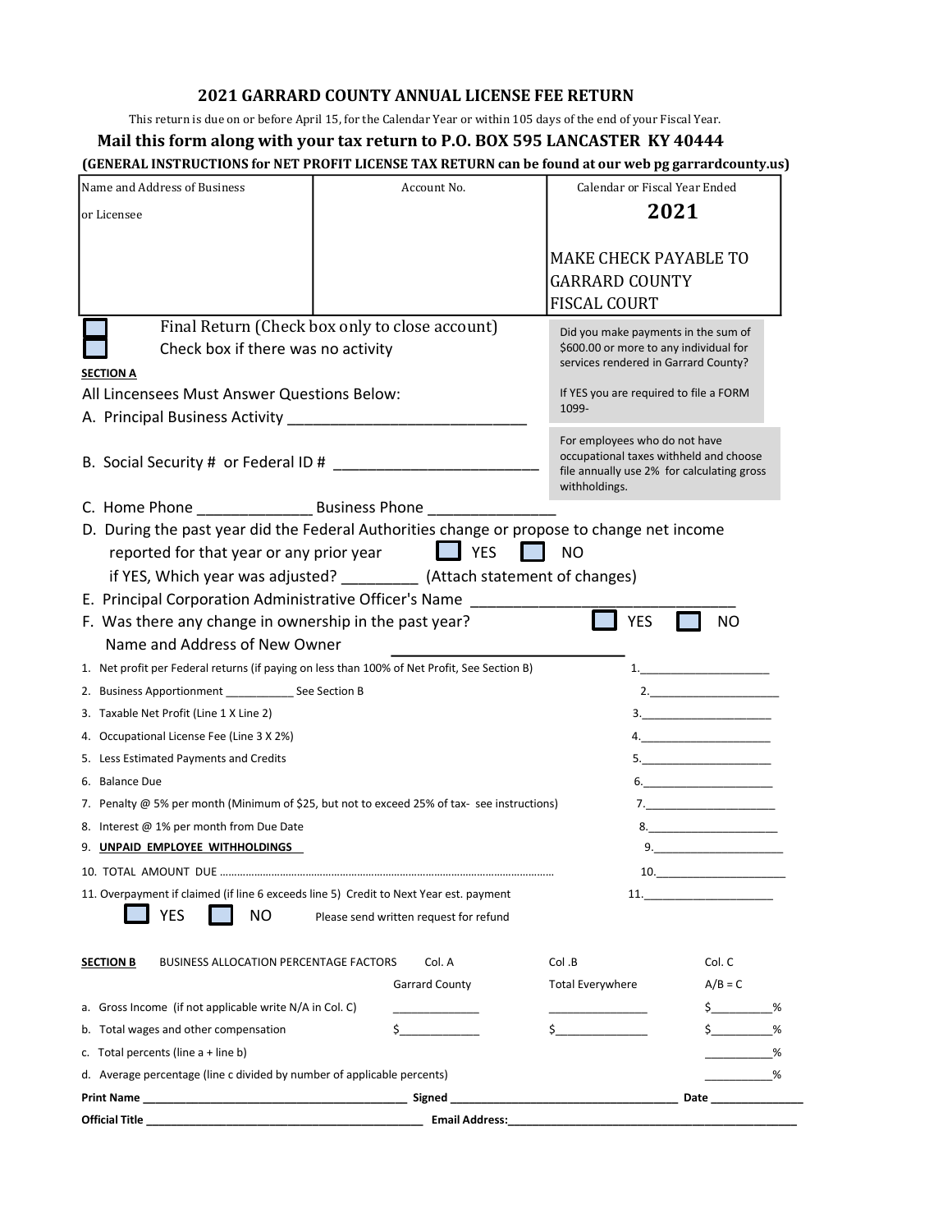# 2021 GARRARD COUNTY ANNUAL LICENSE FEE RETURN

This return is due on or before April 15, for the Calendar Year or within 105 days of the end of your Fiscal Year.

**Mail this form along with your tax return to P.O. BOX 595 LANCASTER KY 40444**

**(GENERAL INSTRUCTIONS for NET PROFIT LICENSE TAX RETURN can be found at our web pg garrardcounty.us)**

| Name and Address of Business or Licensee | Account No. | Calendar or Fiscal Year Ended **2021** MAKE CHECK PAYABLE TO GARRARD COUNTY FISCAL COURT |
|---|---|---|

☐ Final Return (Check box only to close account)
☐ Check box if there was no activity

Did you make payments in the sum of $600.00 or more to any individual for services rendered in Garrard County?

If YES you are required to file a FORM 1099-

For employees who do not have occupational taxes withheld and choose file annually use 2% for calculating gross withholdings.

**SECTION A**

All Licensees Must Answer Questions Below:

A. Principal Business Activity ____________________________

B. Social Security # or Federal ID # ________________________

C. Home Phone _____________ Business Phone ______________

D. During the past year did the Federal Authorities change or propose to change net income reported for that year or any prior year ☐ YES ☐ NO
if YES, Which year was adjusted? ________ (Attach statement of changes)

E. Principal Corporation Administrative Officer's Name ______________________________

F. Was there any change in ownership in the past year? ☐ YES ☐ NO
Name and Address of New Owner ________________________

| | |
|---|---|
| 1. Net profit per Federal returns (if paying on less than 100% of Net Profit, See Section B) | 1.____________________ |
| 2. Business Apportionment ___________ See Section B | 2.____________________ |
| 3. Taxable Net Profit (Line 1 X Line 2) | 3.____________________ |
| 4. Occupational License Fee (Line 3 X 2%) | 4.____________________ |
| 5. Less Estimated Payments and Credits | 5.____________________ |
| 6. Balance Due | 6.____________________ |
| 7. Penalty @ 5% per month (Minimum of $25, but not to exceed 25% of tax- see instructions) | 7.____________________ |
| 8. Interest @ 1% per month from Due Date | 8.____________________ |
| 9. **UNPAID EMPLOYEE WITHHOLDINGS** | 9.____________________ |
| 10. TOTAL AMOUNT DUE .................................................................... | 10.____________________ |
| 11. Overpayment if claimed (if line 6 exceeds line 5) Credit to Next Year est. payment | 11.____________________ |

☐ YES ☐ NO Please send written request for refund

| **SECTION B** BUSINESS ALLOCATION PERCENTAGE FACTORS | Col. A Garrard County | Col .B Total Everywhere | Col. C A/B = C |
|---|---|---|---|
| a. Gross Income (if not applicable write N/A in Col. C) | _____________ | _______________ | $_________% |
| b. Total wages and other compensation | $____________ | $______________ | $_________% |
| c. Total percents (line a + line b) | | | __________% |
| d. Average percentage (line c divided by number of applicable percents) | | | __________% |

**Print Name** ________________________________________ **Signed** ____________________________________ **Date** ______________

**Official Title** ____________________________________________ **Email Address:**______________________________________________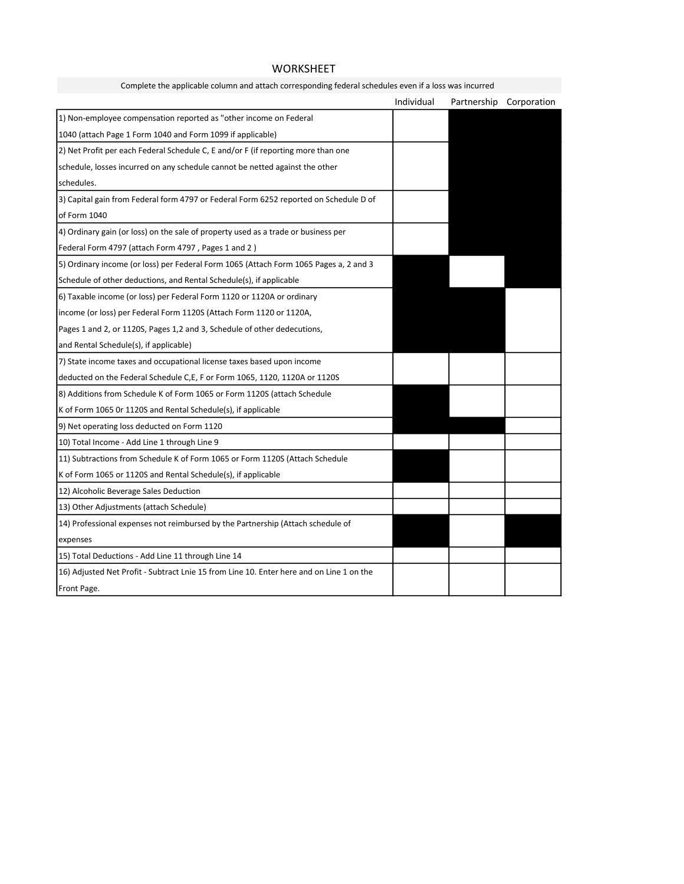# WORKSHEET

Complete the applicable column and attach corresponding federal schedules even if a loss was incurred

| | Individual | Partnership | Corporation |
|---|---|---|---|
| 1) Non-employee compensation reported as "other income on Federal 1040 (attach Page 1 Form 1040 and Form 1099 if applicable) | | | |
| 2) Net Profit per each Federal Schedule C, E and/or F (if reporting more than one schedule, losses incurred on any schedule cannot be netted against the other schedules. | | | |
| 3) Capital gain from Federal form 4797 or Federal Form 6252 reported on Schedule D of of Form 1040 | | | |
| 4) Ordinary gain (or loss) on the sale of property used as a trade or business per Federal Form 4797 (attach Form 4797 , Pages 1 and 2 ) | | | |
| 5) Ordinary income (or loss) per Federal Form 1065 (Attach Form 1065 Pages a, 2 and 3 Schedule of other deductions, and Rental Schedule(s), if applicable | | | |
| 6) Taxable income (or loss) per Federal Form 1120 or 1120A or ordinary income (or loss) per Federal Form 1120S (Attach Form 1120 or 1120A, Pages 1 and 2, or 1120S, Pages 1,2 and 3, Schedule of other dedecutions, and Rental Schedule(s), if applicable) | | | |
| 7) State income taxes and occupational license taxes based upon income deducted on the Federal Schedule C,E, F or Form 1065, 1120, 1120A or 1120S | | | |
| 8) Additions from Schedule K of Form 1065 or Form 1120S (attach Schedule K of Form 1065 0r 1120S and Rental Schedule(s), if applicable | | | |
| 9) Net operating loss deducted on Form 1120 | | | |
| 10) Total Income - Add Line 1 through Line 9 | | | |
| 11) Subtractions from Schedule K of Form 1065 or Form 1120S (Attach Schedule K of Form 1065 or 1120S and Rental Schedule(s), if applicable | | | |
| 12) Alcoholic Beverage Sales Deduction | | | |
| 13) Other Adjustments (attach Schedule) | | | |
| 14) Professional expenses not reimbursed by the Partnership (Attach schedule of expenses | | | |
| 15) Total Deductions - Add Line 11 through Line 14 | | | |
| 16) Adjusted Net Profit - Subtract Lnie 15 from Line 10. Enter here and on Line 1 on the Front Page. | | | |